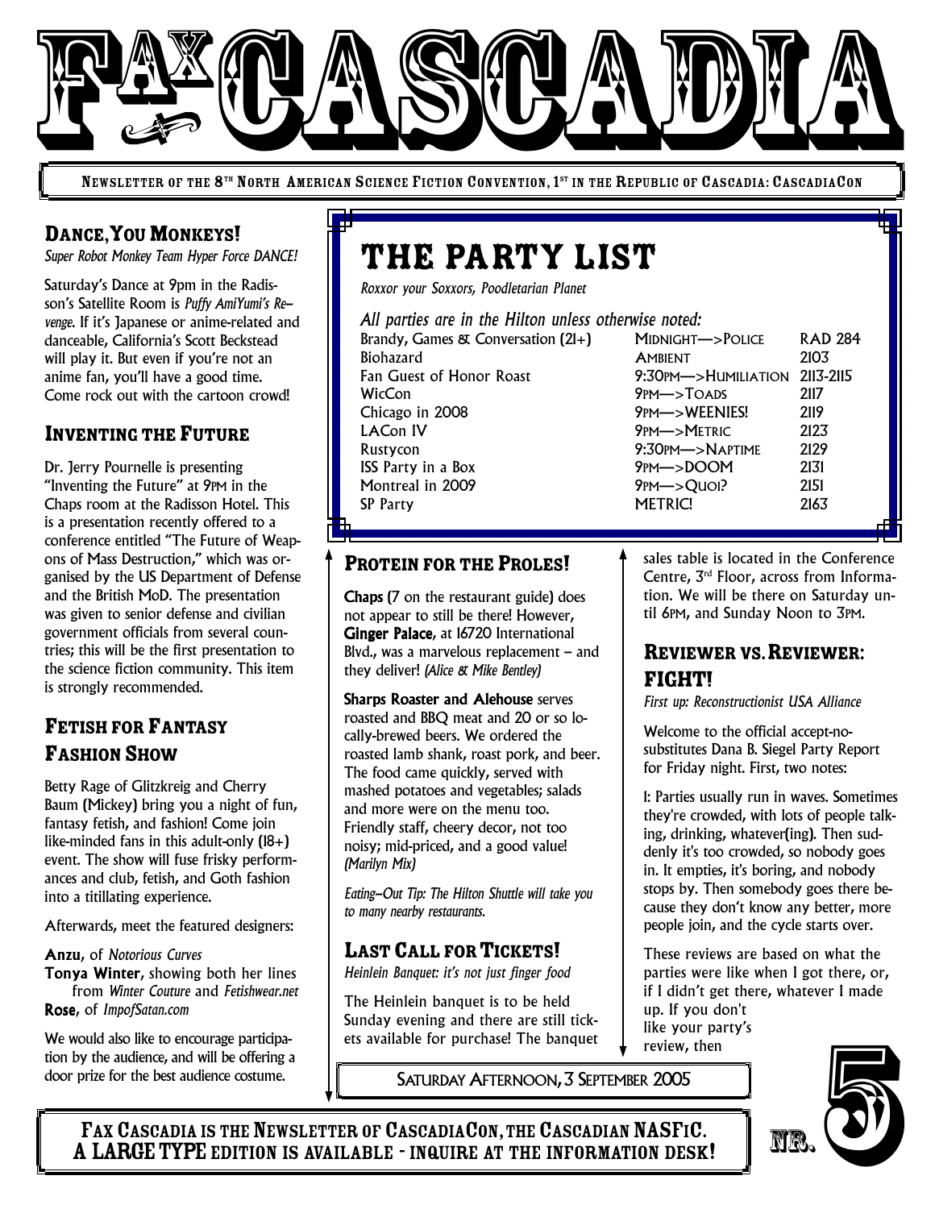# FAX CASCADIA

NEWSLETTER OF THE 8TH NORTH AMERICAN SCIENCE FICTION CONVENTION, 1ST IN THE REPUBLIC OF CASCADIA: CASCADIACON

## Dance, You Monkeys!

*Super Robot Monkey Team Hyper Force DANCE!*

Saturday's Dance at 9pm in the Radisson's Satellite Room is *Puffy AmiYumi's Re–venge.* If it's Japanese or anime-related and danceable, California's Scott Beckstead will play it. But even if you're not an anime fan, you'll have a good time. Come rock out with the cartoon crowd!

## Inventing the Future

Dr. Jerry Pournelle is presenting "Inventing the Future" at 9PM in the Chaps room at the Radisson Hotel. This is a presentation recently offered to a conference entitled "The Future of Weapons of Mass Destruction," which was organised by the US Department of Defense and the British MoD. The presentation was given to senior defense and civilian government officials from several countries; this will be the first presentation to the science fiction community. This item is strongly recommended.

## Fetish for Fantasy Fashion Show

Betty Rage of Glitzkreig and Cherry Baum (Mickey) bring you a night of fun, fantasy fetish, and fashion! Come join like-minded fans in this adult-only (18+) event. The show will fuse frisky performances and club, fetish, and Goth fashion into a titillating experience.

Afterwards, meet the featured designers:

**Anzu**, of *Notorious Curves*
**Tonya Winter**, showing both her lines from *Winter Couture* and *Fetishwear.net*
**Rose**, of *ImpofSatan.com*

We would also like to encourage participation by the audience, and will be offering a door prize for the best audience costume.

## The Party List

*Roxxor your Soxxors, Poodletarian Planet*

*All parties are in the Hilton unless otherwise noted:*

| Party | Time | Room |
|---|---|---|
| Brandy, Games & Conversation (21+) | MIDNIGHT—>POLICE | RAD 284 |
| Biohazard | AMBIENT | 2103 |
| Fan Guest of Honor Roast | 9:30PM—>HUMILIATION | 2113-2115 |
| WicCon | 9PM—>TOADS | 2117 |
| Chicago in 2008 | 9PM—>WEENIES! | 2119 |
| LACon IV | 9PM—>METRIC | 2123 |
| Rustycon | 9:30PM—>NAPTIME | 2129 |
| ISS Party in a Box | 9PM—>DOOM | 2131 |
| Montreal in 2009 | 9PM—>QUOI? | 2151 |
| SP Party | METRIC! | 2163 |

## Protein for the Proles!

**Chaps** (7 on the restaurant guide) does not appear to still be there! However, **Ginger Palace**, at 16720 International Blvd., was a marvelous replacement – and they deliver! *(Alice & Mike Bentley)*

**Sharps Roaster and Alehouse** serves roasted and BBQ meat and 20 or so locally-brewed beers. We ordered the roasted lamb shank, roast pork, and beer. The food came quickly, served with mashed potatoes and vegetables; salads and more were on the menu too. Friendly staff, cheery decor, not too noisy; mid-priced, and a good value! *(Marilyn Mix)*

*Eating–Out Tip: The Hilton Shuttle will take you to many nearby restaurants.*

## Last Call for Tickets!

*Heinlein Banquet: it's not just finger food*

The Heinlein banquet is to be held Sunday evening and there are still tickets available for purchase! The banquet sales table is located in the Conference Centre, 3rd Floor, across from Information. We will be there on Saturday until 6PM, and Sunday Noon to 3PM.

## Reviewer vs. Reviewer: FIGHT!

*First up: Reconstructionist USA Alliance*

Welcome to the official accept-no-substitutes Dana B. Siegel Party Report for Friday night. First, two notes:

1: Parties usually run in waves. Sometimes they're crowded, with lots of people talking, drinking, whatever(ing). Then suddenly it's too crowded, so nobody goes in. It empties, it's boring, and nobody stops by. Then somebody goes there because they don't know any better, more people join, and the cycle starts over.

These reviews are based on what the parties were like when I got there, or, if I didn't get there, whatever I made up. If you don't like your party's review, then

SATURDAY AFTERNOON, 3 SEPTEMBER 2005

FAX CASCADIA IS THE NEWSLETTER OF CASCADIACON, THE CASCADIAN NASFIC.
A LARGE TYPE EDITION IS AVAILABLE - INQUIRE AT THE INFORMATION DESK!

NR. 5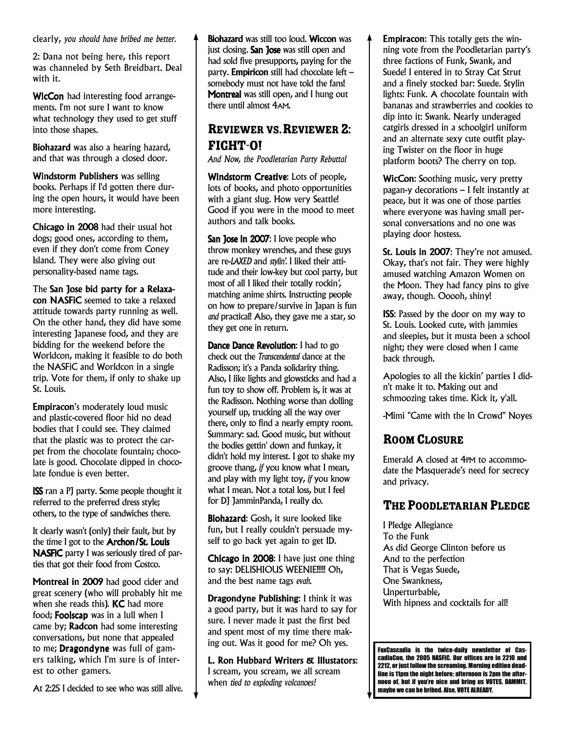clearly, *you should have bribed me better.*

2: Dana not being here, this report was channeled by Seth Breidbart. Deal with it.

**WicCon** had interesting food arrangements. I'm not sure I want to know what technology they used to get stuff into those shapes.

**Biohazard** was also a hearing hazard, and that was through a closed door.

**Windstorm Publishers** was selling books. Perhaps if I'd gotten there during the open hours, it would have been more interesting.

**Chicago in 2008** had their usual hot dogs; good ones, according to them, even if they don't come from Coney Island. They were also giving out personality-based name tags.

The **San Jose bid party for a Relaxacon NASFiC** seemed to take a relaxed attitude towards party running as well. On the other hand, they did have some interesting Japanese food, and they are bidding for the weekend before the Worldcon, making it feasible to do both the NASFiC and Worldcon in a single trip. Vote for them, if only to shake up St. Louis.

**Empiracon**'s moderately loud music and plastic-covered floor hid no dead bodies that I could see. They claimed that the plastic was to protect the carpet from the chocolate fountain; chocolate is good. Chocolate dipped in chocolate fondue is even better.

**ISS** ran a PJ party. Some people thought it referred to the preferred dress style; others, to the type of sandwiches there.

It clearly wasn't (only) their fault, but by the time I got to the **Archon/St. Louis NASFiC** party I was seriously tired of parties that got their food from Costco.

**Montreal in 2009** had good cider and great scenery (who will probably hit me when she reads this). **KC** had more food; **Foolscap** was in a lull when I came by; **Radcon** had some interesting conversations, but none that appealed to me; **Dragondyne** was full of gamers talking, which I'm sure is of interest to other gamers.

At 2:25 I decided to see who was still alive. **Biohazard** was still too loud. **Wiccon** was just closing. **San Jose** was still open and had sold five presupports, paying for the party. **Empiricon** still had chocolate left – somebody must not have told the fans! **Montreal** was still open, and I hung out there until almost 4AM.

## Reviewer vs. Reviewer 2: FIGHT-O!

*And Now, the Poodletarian Party Rebuttal*

**Windstorm Creative**: Lots of people, lots of books, and photo opportunities with a giant slug. How very Seattle! Good if you were in the mood to meet authors and talk books.

**San Jose in 2007**: I love people who throw monkey wrenches, and these guys are re-*LAXED* and *stylin'*. I liked their attitude and their low-key but cool party, but most of all I liked their totally rockin', matching anime shirts. Instructing people on how to prepare/survive in Japan is fun *and* practical! Also, they gave me a star, so they get one in return.

**Dance Dance Revolution**: I had to go check out the *Transcendental* dance at the Radisson; it's a Panda solidarity thing. Also, I like lights and glowsticks and had a fun toy to show off. Problem is, it was at the Radisson. Nothing worse than dolling yourself up, trucking all the way over there, only to find a nearly empty room. Summary: sad. Good music, but without the bodies gettin' down and funkay, it didn't hold my interest. I got to shake my groove thang, *if* you know what I mean, and play with my light toy, *if* you know what I mean. Not a total loss, but I feel for DJ JamminPanda, I really do.

**Biohazard**: Gosh, it sure looked like fun, but I really couldn't persuade myself to go back yet again to get ID.

**Chicago in 2008**: I have just one thing to say: DELISHIOUS WEENIE!!!!! Oh, and the best name tags *evah*.

**Dragondyne Publishing**: I think it was a good party, but it was hard to say for sure. I never made it past the first bed and spent most of my time there making out. Was it good for me? Oh yes.

**L. Ron Hubbard Writers & Illustators**: I scream, you scream, we all scream when *tied to exploding volcanoes!*

**Empiracon**: This totally gets the winning vote from the Poodletarian party's three factions of Funk, Swank, and Suede! I entered in to Stray Cat Strut and a finely stocked bar: Suede. Stylin lights: Funk. A chocolate fountain with bananas and strawberries and cookies to dip into it: Swank. Nearly underaged catgirls dressed in a schoolgirl uniform and an alternate sexy cute outfit playing Twister on the floor in huge platform boots? The cherry on top.

**WicCon**: Soothing music, very pretty pagan-y decorations – I felt instantly at peace, but it was one of those parties where everyone was having small personal conversations and no one was playing door hostess.

**St. Louis in 2007**: They're not amused. Okay, that's not fair. They were highly amused watching Amazon Women on the Moon. They had fancy pins to give away, though. Ooooh, shiny!

**ISS**: Passed by the door on my way to St. Louis. Looked cute, with jammies and sleepies, but it musta been a school night; they were closed when I came back through.

Apologies to all the kickin' parties I didn't make it to. Making out and schmoozing takes time. Kick it, y'all.

-Mimi "Came with the In Crowd" Noyes

## Room Closure

Emerald A closed at 4PM to accommodate the Masquerade's need for secrecy and privacy.

## The Poodletarian Pledge

I Pledge Allegiance
To the Funk
As did George Clinton before us
And to the perfection
That is Vegas Suede,
One Swankness,
Unperturbable,
With hipness and cocktails for all!

**FaxCascadia is the twice-daily newsletter of CascadiaCon, the 2005 NASFiC. Our offices are in 2210 and 2212, or just follow the screaming. Morning edition deadline is 11pm the night before; afternoon is 2pm the afternoon of, but if you're nice and bring us VOTES, DAMMIT, maybe we can be bribed. Also, VOTE ALREADY.**